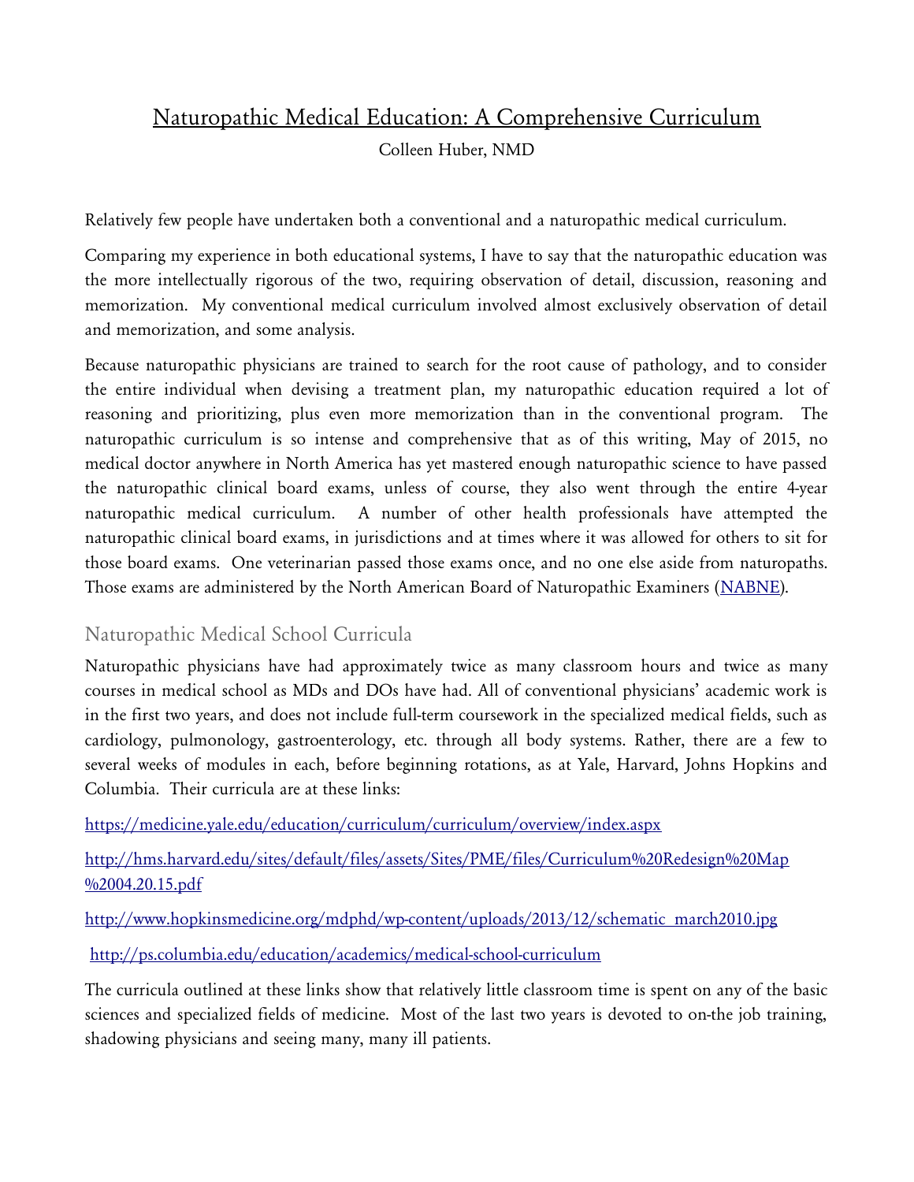# Naturopathic Medical Education: A Comprehensive Curriculum

Colleen Huber, NMD

Relatively few people have undertaken both a conventional and a naturopathic medical curriculum.

Comparing my experience in both educational systems, I have to say that the naturopathic education was the more intellectually rigorous of the two, requiring observation of detail, discussion, reasoning and memorization. My conventional medical curriculum involved almost exclusively observation of detail and memorization, and some analysis.

Because naturopathic physicians are trained to search for the root cause of pathology, and to consider the entire individual when devising a treatment plan, my naturopathic education required a lot of reasoning and prioritizing, plus even more memorization than in the conventional program. The naturopathic curriculum is so intense and comprehensive that as of this writing, May of 2015, no medical doctor anywhere in North America has yet mastered enough naturopathic science to have passed the naturopathic clinical board exams, unless of course, they also went through the entire 4-year naturopathic medical curriculum. A number of other health professionals have attempted the naturopathic clinical board exams, in jurisdictions and at times where it was allowed for others to sit for those board exams. One veterinarian passed those exams once, and no one else aside from naturopaths. Those exams are administered by the North American Board of Naturopathic Examiners (NABNE).

## Naturopathic Medical School Curricula

Naturopathic physicians have had approximately twice as many classroom hours and twice as many courses in medical school as MDs and DOs have had. All of conventional physicians' academic work is in the first two years, and does not include full-term coursework in the specialized medical fields, such as cardiology, pulmonology, gastroenterology, etc. through all body systems. Rather, there are a few to several weeks of modules in each, before beginning rotations, as at Yale, Harvard, Johns Hopkins and Columbia. Their curricula are at these links:

https://medicine.yale.edu/education/curriculum/curriculum/overview/index.aspx

http://hms.harvard.edu/sites/default/files/assets/Sites/PME/files/Curriculum%20Redesign%20Map%2004.20.15.pdf

http://www.hopkinsmedicine.org/mdphd/wp-content/uploads/2013/12/schematic_march2010.jpg

http://ps.columbia.edu/education/academics/medical-school-curriculum

The curricula outlined at these links show that relatively little classroom time is spent on any of the basic sciences and specialized fields of medicine. Most of the last two years is devoted to on-the job training, shadowing physicians and seeing many, many ill patients.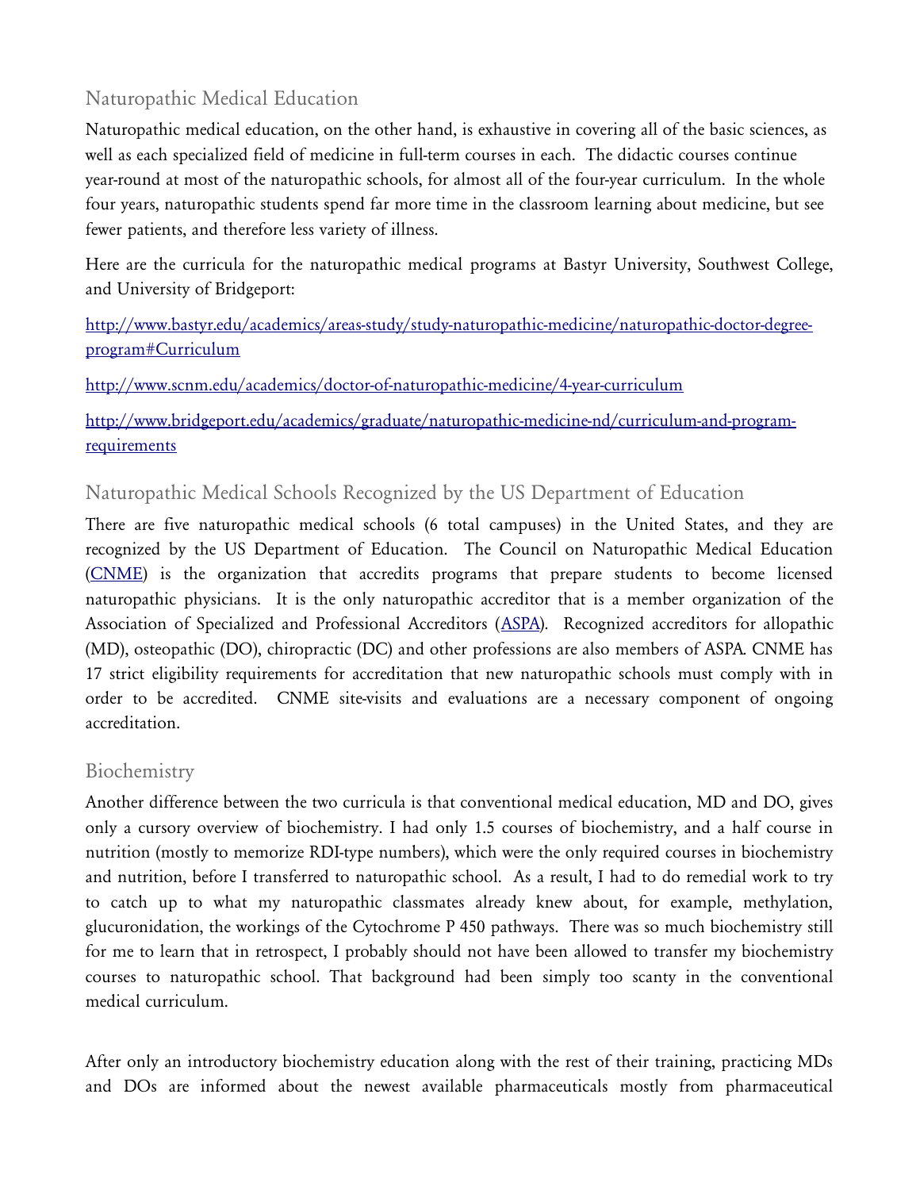## Naturopathic Medical Education

Naturopathic medical education, on the other hand, is exhaustive in covering all of the basic sciences, as well as each specialized field of medicine in full-term courses in each. The didactic courses continue year-round at most of the naturopathic schools, for almost all of the four-year curriculum. In the whole four years, naturopathic students spend far more time in the classroom learning about medicine, but see fewer patients, and therefore less variety of illness.

Here are the curricula for the naturopathic medical programs at Bastyr University, Southwest College, and University of Bridgeport:

[http://www.bastyr.edu/academics/areas-study/study-naturopathic-medicine/naturopathic-doctor-degree-program#Curriculum](http://www.bastyr.edu/academics/areas-study/study-naturopathic-medicine/naturopathic-doctor-degree-program#Curriculum)

[http://www.scnm.edu/academics/doctor-of-naturopathic-medicine/4-year-curriculum](http://www.scnm.edu/academics/doctor-of-naturopathic-medicine/4-year-curriculum)

[http://www.bridgeport.edu/academics/graduate/naturopathic-medicine-nd/curriculum-and-program-requirements](http://www.bridgeport.edu/academics/graduate/naturopathic-medicine-nd/curriculum-and-program-requirements)

## Naturopathic Medical Schools Recognized by the US Department of Education

There are five naturopathic medical schools (6 total campuses) in the United States, and they are recognized by the US Department of Education. The Council on Naturopathic Medical Education (CNME) is the organization that accredits programs that prepare students to become licensed naturopathic physicians. It is the only naturopathic accreditor that is a member organization of the Association of Specialized and Professional Accreditors (ASPA). Recognized accreditors for allopathic (MD), osteopathic (DO), chiropractic (DC) and other professions are also members of ASPA. CNME has 17 strict eligibility requirements for accreditation that new naturopathic schools must comply with in order to be accredited. CNME site-visits and evaluations are a necessary component of ongoing accreditation.

## Biochemistry

Another difference between the two curricula is that conventional medical education, MD and DO, gives only a cursory overview of biochemistry. I had only 1.5 courses of biochemistry, and a half course in nutrition (mostly to memorize RDI-type numbers), which were the only required courses in biochemistry and nutrition, before I transferred to naturopathic school. As a result, I had to do remedial work to try to catch up to what my naturopathic classmates already knew about, for example, methylation, glucuronidation, the workings of the Cytochrome P 450 pathways. There was so much biochemistry still for me to learn that in retrospect, I probably should not have been allowed to transfer my biochemistry courses to naturopathic school. That background had been simply too scanty in the conventional medical curriculum.

After only an introductory biochemistry education along with the rest of their training, practicing MDs and DOs are informed about the newest available pharmaceuticals mostly from pharmaceutical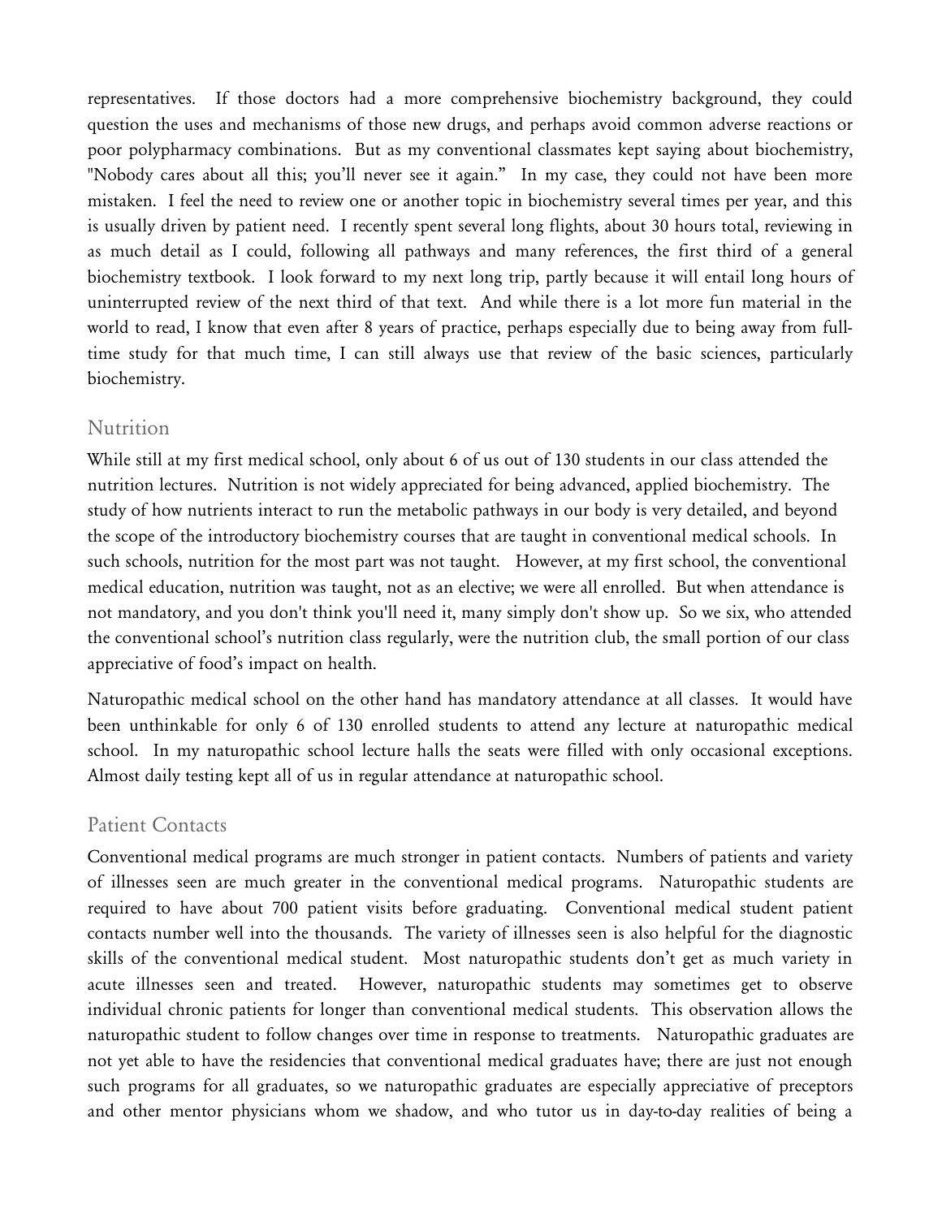representatives. If those doctors had a more comprehensive biochemistry background, they could question the uses and mechanisms of those new drugs, and perhaps avoid common adverse reactions or poor polypharmacy combinations. But as my conventional classmates kept saying about biochemistry, "Nobody cares about all this; you'll never see it again." In my case, they could not have been more mistaken. I feel the need to review one or another topic in biochemistry several times per year, and this is usually driven by patient need. I recently spent several long flights, about 30 hours total, reviewing in as much detail as I could, following all pathways and many references, the first third of a general biochemistry textbook. I look forward to my next long trip, partly because it will entail long hours of uninterrupted review of the next third of that text. And while there is a lot more fun material in the world to read, I know that even after 8 years of practice, perhaps especially due to being away from full-time study for that much time, I can still always use that review of the basic sciences, particularly biochemistry.

## Nutrition

While still at my first medical school, only about 6 of us out of 130 students in our class attended the nutrition lectures. Nutrition is not widely appreciated for being advanced, applied biochemistry. The study of how nutrients interact to run the metabolic pathways in our body is very detailed, and beyond the scope of the introductory biochemistry courses that are taught in conventional medical schools. In such schools, nutrition for the most part was not taught. However, at my first school, the conventional medical education, nutrition was taught, not as an elective; we were all enrolled. But when attendance is not mandatory, and you don't think you'll need it, many simply don't show up. So we six, who attended the conventional school's nutrition class regularly, were the nutrition club, the small portion of our class appreciative of food's impact on health.

Naturopathic medical school on the other hand has mandatory attendance at all classes. It would have been unthinkable for only 6 of 130 enrolled students to attend any lecture at naturopathic medical school. In my naturopathic school lecture halls the seats were filled with only occasional exceptions. Almost daily testing kept all of us in regular attendance at naturopathic school.

## Patient Contacts

Conventional medical programs are much stronger in patient contacts. Numbers of patients and variety of illnesses seen are much greater in the conventional medical programs. Naturopathic students are required to have about 700 patient visits before graduating. Conventional medical student patient contacts number well into the thousands. The variety of illnesses seen is also helpful for the diagnostic skills of the conventional medical student. Most naturopathic students don't get as much variety in acute illnesses seen and treated. However, naturopathic students may sometimes get to observe individual chronic patients for longer than conventional medical students. This observation allows the naturopathic student to follow changes over time in response to treatments. Naturopathic graduates are not yet able to have the residencies that conventional medical graduates have; there are just not enough such programs for all graduates, so we naturopathic graduates are especially appreciative of preceptors and other mentor physicians whom we shadow, and who tutor us in day-to-day realities of being a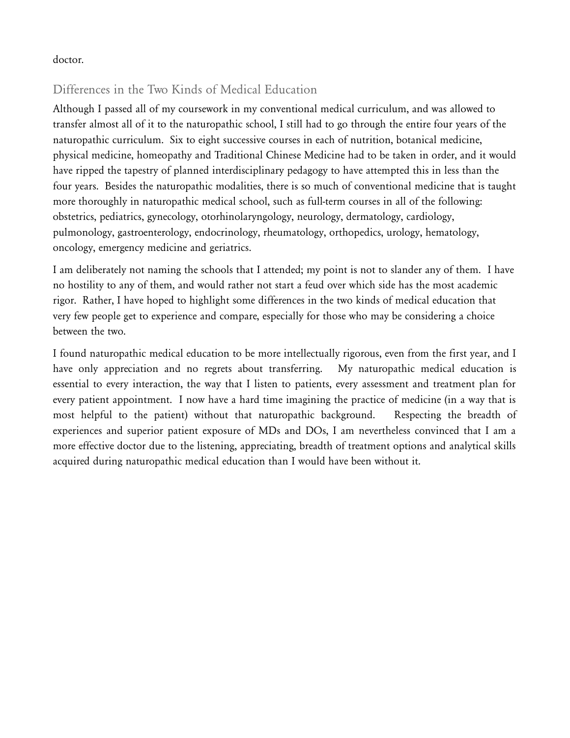doctor.

## Differences in the Two Kinds of Medical Education

Although I passed all of my coursework in my conventional medical curriculum, and was allowed to transfer almost all of it to the naturopathic school, I still had to go through the entire four years of the naturopathic curriculum. Six to eight successive courses in each of nutrition, botanical medicine, physical medicine, homeopathy and Traditional Chinese Medicine had to be taken in order, and it would have ripped the tapestry of planned interdisciplinary pedagogy to have attempted this in less than the four years. Besides the naturopathic modalities, there is so much of conventional medicine that is taught more thoroughly in naturopathic medical school, such as full-term courses in all of the following: obstetrics, pediatrics, gynecology, otorhinolaryngology, neurology, dermatology, cardiology, pulmonology, gastroenterology, endocrinology, rheumatology, orthopedics, urology, hematology, oncology, emergency medicine and geriatrics.

I am deliberately not naming the schools that I attended; my point is not to slander any of them. I have no hostility to any of them, and would rather not start a feud over which side has the most academic rigor. Rather, I have hoped to highlight some differences in the two kinds of medical education that very few people get to experience and compare, especially for those who may be considering a choice between the two.

I found naturopathic medical education to be more intellectually rigorous, even from the first year, and I have only appreciation and no regrets about transferring. My naturopathic medical education is essential to every interaction, the way that I listen to patients, every assessment and treatment plan for every patient appointment. I now have a hard time imagining the practice of medicine (in a way that is most helpful to the patient) without that naturopathic background. Respecting the breadth of experiences and superior patient exposure of MDs and DOs, I am nevertheless convinced that I am a more effective doctor due to the listening, appreciating, breadth of treatment options and analytical skills acquired during naturopathic medical education than I would have been without it.